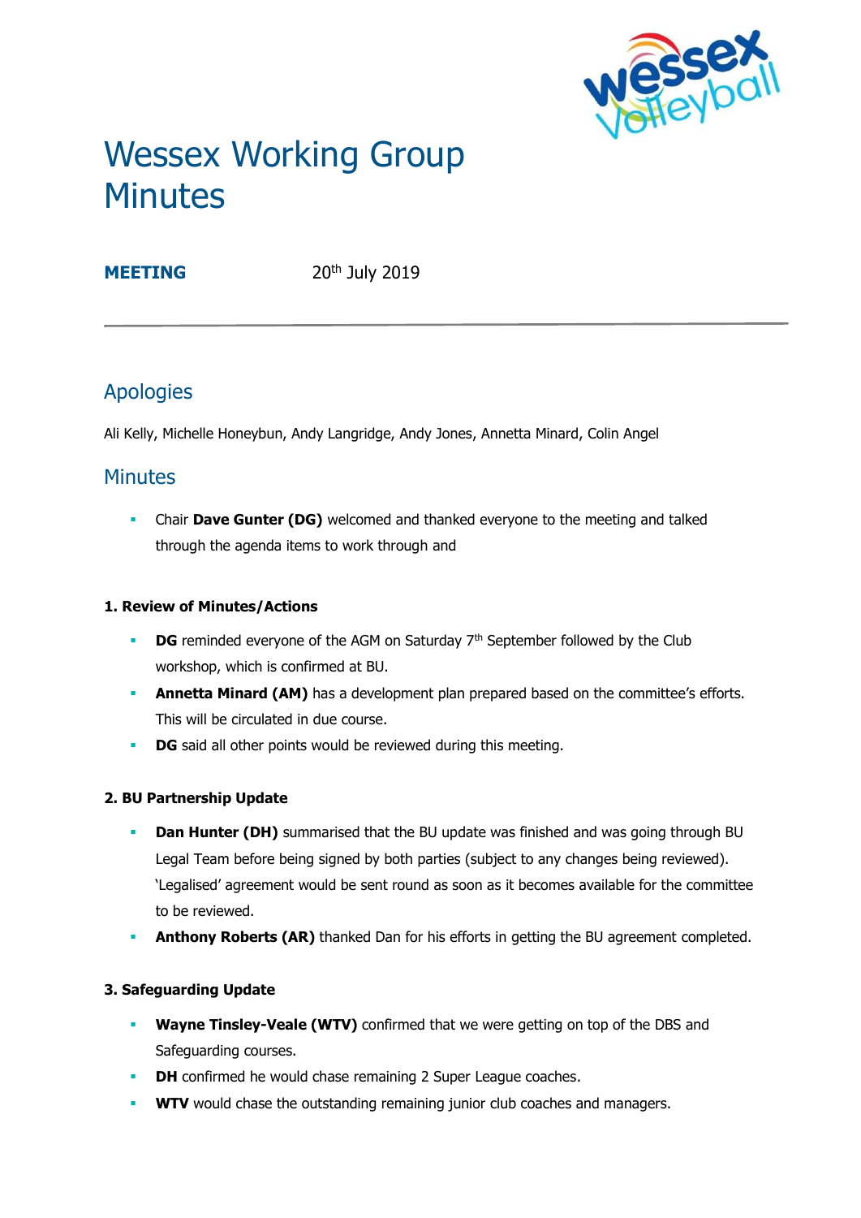# Wessex Working Group Minutes

**MEETING** 20th July 2019

## Apologies

Ali Kelly, Michelle Honeybun, Andy Langridge, Andy Jones, Annetta Minard, Colin Angel

## Minutes

- Chair **Dave Gunter (DG)** welcomed and thanked everyone to the meeting and talked through the agenda items to work through and

**1. Review of Minutes/Actions**

- **DG** reminded everyone of the AGM on Saturday 7th September followed by the Club workshop, which is confirmed at BU.
- **Annetta Minard (AM)** has a development plan prepared based on the committee's efforts. This will be circulated in due course.
- **DG** said all other points would be reviewed during this meeting.

**2. BU Partnership Update**

- **Dan Hunter (DH)** summarised that the BU update was finished and was going through BU Legal Team before being signed by both parties (subject to any changes being reviewed). 'Legalised' agreement would be sent round as soon as it becomes available for the committee to be reviewed.
- **Anthony Roberts (AR)** thanked Dan for his efforts in getting the BU agreement completed.

**3. Safeguarding Update**

- **Wayne Tinsley-Veale (WTV)** confirmed that we were getting on top of the DBS and Safeguarding courses.
- **DH** confirmed he would chase remaining 2 Super League coaches.
- **WTV** would chase the outstanding remaining junior club coaches and managers.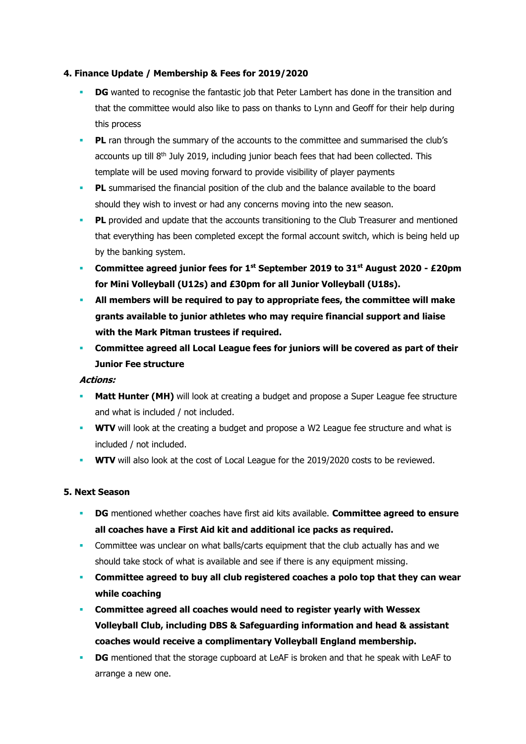#### 4. Finance Update / Membership & Fees for 2019/2020

- **DG** wanted to recognise the fantastic job that Peter Lambert has done in the transition and that the committee would also like to pass on thanks to Lynn and Geoff for their help during this process
- **PL** ran through the summary of the accounts to the committee and summarised the club's accounts up till 8th July 2019, including junior beach fees that had been collected. This template will be used moving forward to provide visibility of player payments
- **PL** summarised the financial position of the club and the balance available to the board should they wish to invest or had any concerns moving into the new season.
- **PL** provided and update that the accounts transitioning to the Club Treasurer and mentioned that everything has been completed except the formal account switch, which is being held up by the banking system.
- **Committee agreed junior fees for 1st September 2019 to 31st August 2020 - £20pm for Mini Volleyball (U12s) and £30pm for all Junior Volleyball (U18s).**
- **All members will be required to pay to appropriate fees, the committee will make grants available to junior athletes who may require financial support and liaise with the Mark Pitman trustees if required.**
- **Committee agreed all Local League fees for juniors will be covered as part of their Junior Fee structure**

***Actions:***

- **Matt Hunter (MH)** will look at creating a budget and propose a Super League fee structure and what is included / not included.
- **WTV** will look at the creating a budget and propose a W2 League fee structure and what is included / not included.
- **WTV** will also look at the cost of Local League for the 2019/2020 costs to be reviewed.

#### 5. Next Season

- **DG** mentioned whether coaches have first aid kits available. **Committee agreed to ensure all coaches have a First Aid kit and additional ice packs as required.**
- Committee was unclear on what balls/carts equipment that the club actually has and we should take stock of what is available and see if there is any equipment missing.
- **Committee agreed to buy all club registered coaches a polo top that they can wear while coaching**
- **Committee agreed all coaches would need to register yearly with Wessex Volleyball Club, including DBS & Safeguarding information and head & assistant coaches would receive a complimentary Volleyball England membership.**
- **DG** mentioned that the storage cupboard at LeAF is broken and that he speak with LeAF to arrange a new one.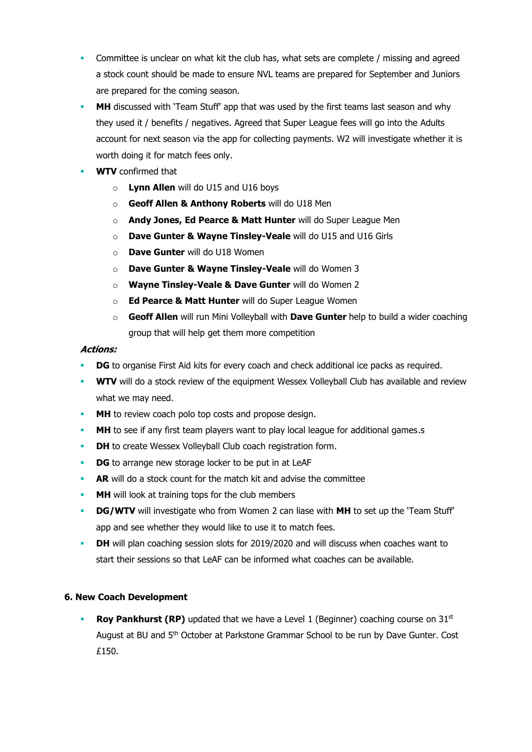- Committee is unclear on what kit the club has, what sets are complete / missing and agreed a stock count should be made to ensure NVL teams are prepared for September and Juniors are prepared for the coming season.
- **MH** discussed with 'Team Stuff' app that was used by the first teams last season and why they used it / benefits / negatives. Agreed that Super League fees will go into the Adults account for next season via the app for collecting payments. W2 will investigate whether it is worth doing it for match fees only.
- **WTV** confirmed that
  - **Lynn Allen** will do U15 and U16 boys
  - **Geoff Allen & Anthony Roberts** will do U18 Men
  - **Andy Jones, Ed Pearce & Matt Hunter** will do Super League Men
  - **Dave Gunter & Wayne Tinsley-Veale** will do U15 and U16 Girls
  - **Dave Gunter** will do U18 Women
  - **Dave Gunter & Wayne Tinsley-Veale** will do Women 3
  - **Wayne Tinsley-Veale & Dave Gunter** will do Women 2
  - **Ed Pearce & Matt Hunter** will do Super League Women
  - **Geoff Allen** will run Mini Volleyball with **Dave Gunter** help to build a wider coaching group that will help get them more competition

***Actions:***

- **DG** to organise First Aid kits for every coach and check additional ice packs as required.
- **WTV** will do a stock review of the equipment Wessex Volleyball Club has available and review what we may need.
- **MH** to review coach polo top costs and propose design.
- **MH** to see if any first team players want to play local league for additional games.s
- **DH** to create Wessex Volleyball Club coach registration form.
- **DG** to arrange new storage locker to be put in at LeAF
- **AR** will do a stock count for the match kit and advise the committee
- **MH** will look at training tops for the club members
- **DG/WTV** will investigate who from Women 2 can liase with **MH** to set up the 'Team Stuff' app and see whether they would like to use it to match fees.
- **DH** will plan coaching session slots for 2019/2020 and will discuss when coaches want to start their sessions so that LeAF can be informed what coaches can be available.

#### 6. New Coach Development

- **Roy Pankhurst (RP)** updated that we have a Level 1 (Beginner) coaching course on 31st August at BU and 5th October at Parkstone Grammar School to be run by Dave Gunter. Cost £150.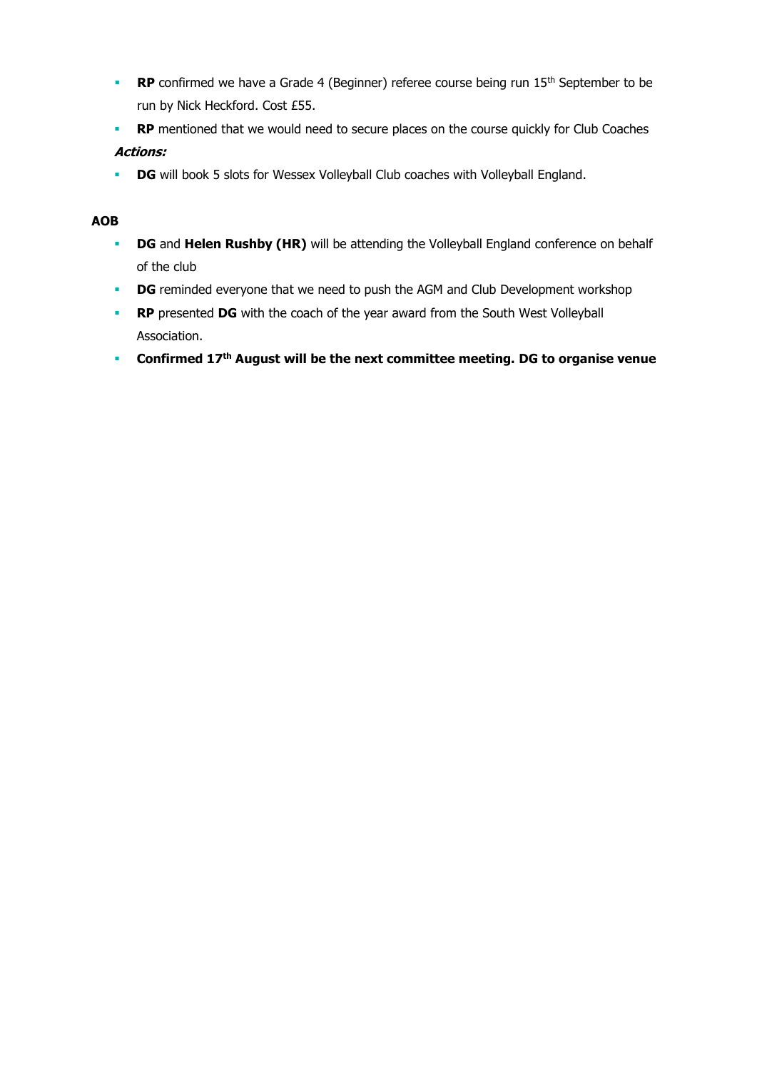- **RP** confirmed we have a Grade 4 (Beginner) referee course being run 15th September to be run by Nick Heckford. Cost £55.
- **RP** mentioned that we would need to secure places on the course quickly for Club Coaches

***Actions:***

- **DG** will book 5 slots for Wessex Volleyball Club coaches with Volleyball England.

**AOB**

- **DG** and **Helen Rushby (HR)** will be attending the Volleyball England conference on behalf of the club
- **DG** reminded everyone that we need to push the AGM and Club Development workshop
- **RP** presented **DG** with the coach of the year award from the South West Volleyball Association.
- **Confirmed 17th August will be the next committee meeting. DG to organise venue**